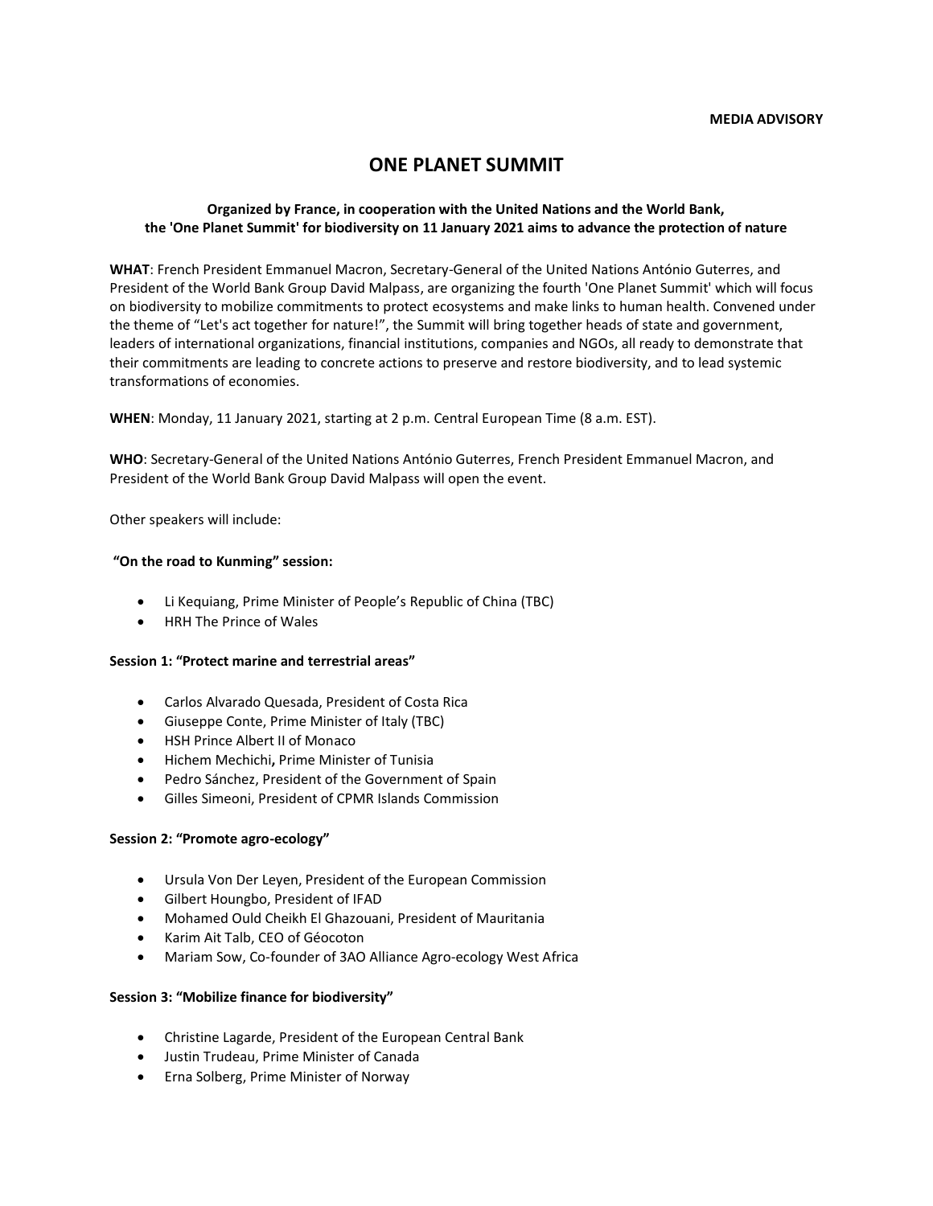**MEDIA ADVISORY**

# ONE PLANET SUMMIT

**Organized by France, in cooperation with the United Nations and the World Bank, the 'One Planet Summit' for biodiversity on 11 January 2021 aims to advance the protection of nature**

**WHAT**: French President Emmanuel Macron, Secretary-General of the United Nations António Guterres, and President of the World Bank Group David Malpass, are organizing the fourth 'One Planet Summit' which will focus on biodiversity to mobilize commitments to protect ecosystems and make links to human health. Convened under the theme of "Let's act together for nature!", the Summit will bring together heads of state and government, leaders of international organizations, financial institutions, companies and NGOs, all ready to demonstrate that their commitments are leading to concrete actions to preserve and restore biodiversity, and to lead systemic transformations of economies.

**WHEN**: Monday, 11 January 2021, starting at 2 p.m. Central European Time (8 a.m. EST).

**WHO**: Secretary-General of the United Nations António Guterres, French President Emmanuel Macron, and President of the World Bank Group David Malpass will open the event.

Other speakers will include:

**"On the road to Kunming" session:**

- Li Kequiang, Prime Minister of People's Republic of China (TBC)
- HRH The Prince of Wales

**Session 1: "Protect marine and terrestrial areas"**

- Carlos Alvarado Quesada, President of Costa Rica
- Giuseppe Conte, Prime Minister of Italy (TBC)
- HSH Prince Albert II of Monaco
- Hichem Mechichi**,** Prime Minister of Tunisia
- Pedro Sánchez, President of the Government of Spain
- Gilles Simeoni, President of CPMR Islands Commission

**Session 2: "Promote agro-ecology"**

- Ursula Von Der Leyen, President of the European Commission
- Gilbert Houngbo, President of IFAD
- Mohamed Ould Cheikh El Ghazouani, President of Mauritania
- Karim Ait Talb, CEO of Géocoton
- Mariam Sow, Co-founder of 3AO Alliance Agro-ecology West Africa

**Session 3: "Mobilize finance for biodiversity"**

- Christine Lagarde, President of the European Central Bank
- Justin Trudeau, Prime Minister of Canada
- Erna Solberg, Prime Minister of Norway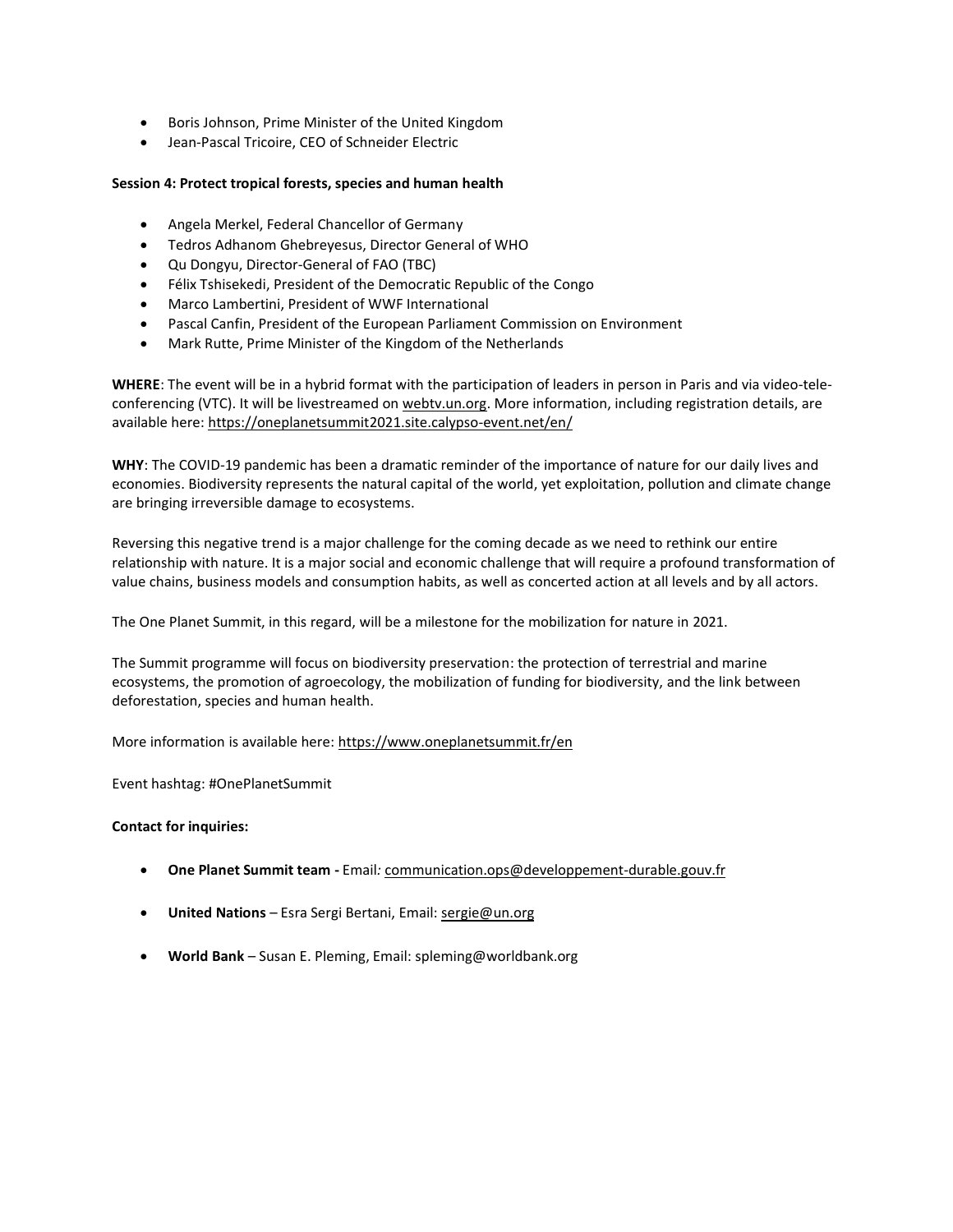- Boris Johnson, Prime Minister of the United Kingdom
- Jean-Pascal Tricoire, CEO of Schneider Electric

**Session 4: Protect tropical forests, species and human health**

- Angela Merkel, Federal Chancellor of Germany
- Tedros Adhanom Ghebreyesus, Director General of WHO
- Qu Dongyu, Director-General of FAO (TBC)
- Félix Tshisekedi, President of the Democratic Republic of the Congo
- Marco Lambertini, President of WWF International
- Pascal Canfin, President of the European Parliament Commission on Environment
- Mark Rutte, Prime Minister of the Kingdom of the Netherlands

**WHERE**: The event will be in a hybrid format with the participation of leaders in person in Paris and via video-tele-conferencing (VTC). It will be livestreamed on webtv.un.org. More information, including registration details, are available here: https://oneplanetsummit2021.site.calypso-event.net/en/

**WHY**: The COVID-19 pandemic has been a dramatic reminder of the importance of nature for our daily lives and economies. Biodiversity represents the natural capital of the world, yet exploitation, pollution and climate change are bringing irreversible damage to ecosystems.

Reversing this negative trend is a major challenge for the coming decade as we need to rethink our entire relationship with nature. It is a major social and economic challenge that will require a profound transformation of value chains, business models and consumption habits, as well as concerted action at all levels and by all actors.

The One Planet Summit, in this regard, will be a milestone for the mobilization for nature in 2021.

The Summit programme will focus on biodiversity preservation: the protection of terrestrial and marine ecosystems, the promotion of agroecology, the mobilization of funding for biodiversity, and the link between deforestation, species and human health.

More information is available here: https://www.oneplanetsummit.fr/en

Event hashtag: #OnePlanetSummit

**Contact for inquiries:**

- **One Planet Summit team -** Email*:* communication.ops@developpement-durable.gouv.fr
- **United Nations** – Esra Sergi Bertani, Email: sergie@un.org
- **World Bank** – Susan E. Pleming, Email: spleming@worldbank.org